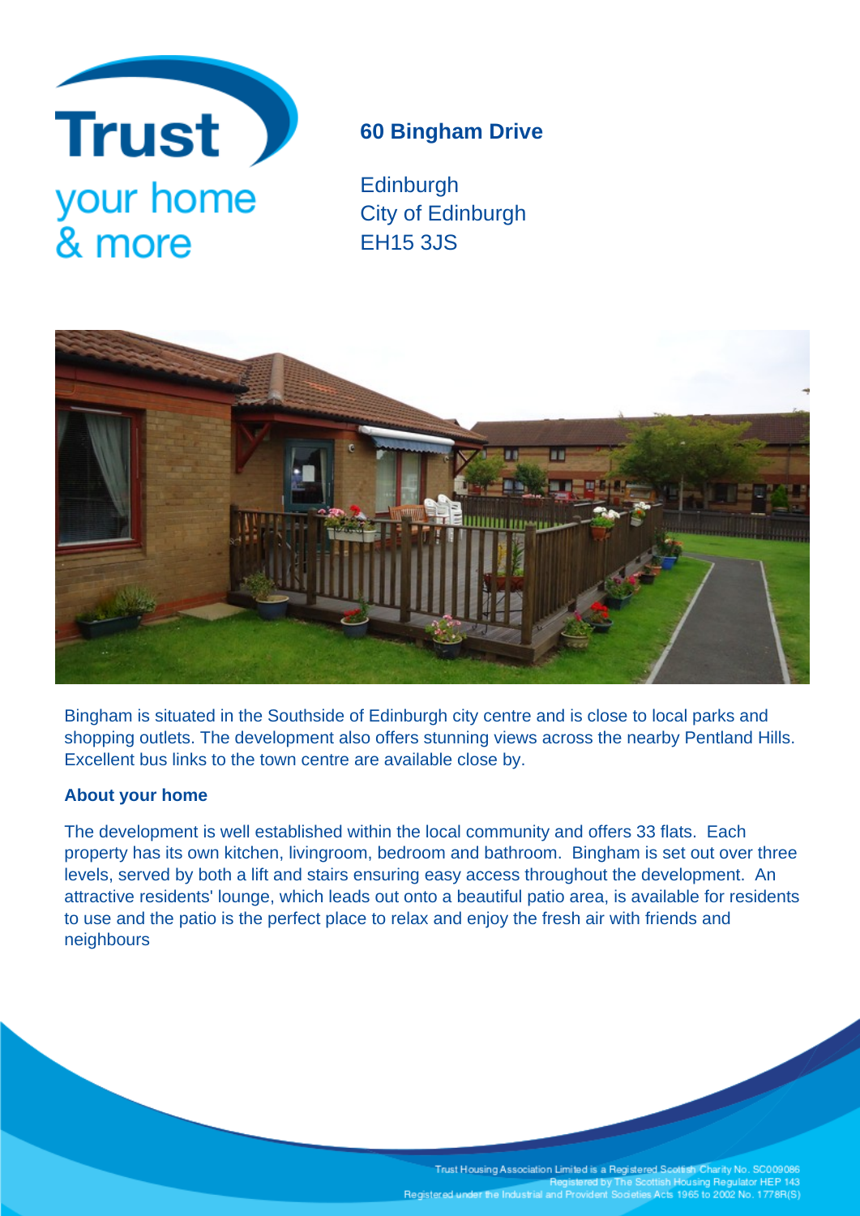Trust
your home
& more

# 60 Bingham Drive

Edinburgh
City of Edinburgh
EH15 3JS

Bingham is situated in the Southside of Edinburgh city centre and is close to local parks and shopping outlets. The development also offers stunning views across the nearby Pentland Hills. Excellent bus links to the town centre are available close by.

## About your home

The development is well established within the local community and offers 33 flats. Each property has its own kitchen, livingroom, bedroom and bathroom. Bingham is set out over three levels, served by both a lift and stairs ensuring easy access throughout the development. An attractive residents' lounge, which leads out onto a beautiful patio area, is available for residents to use and the patio is the perfect place to relax and enjoy the fresh air with friends and neighbours

Trust Housing Association Limited is a Registered Scottish Charity No. SC009086
Registered by The Scottish Housing Regulator HEP 143
Registered under the Industrial and Provident Societies Acts 1965 to 2002 No. 1778R(S)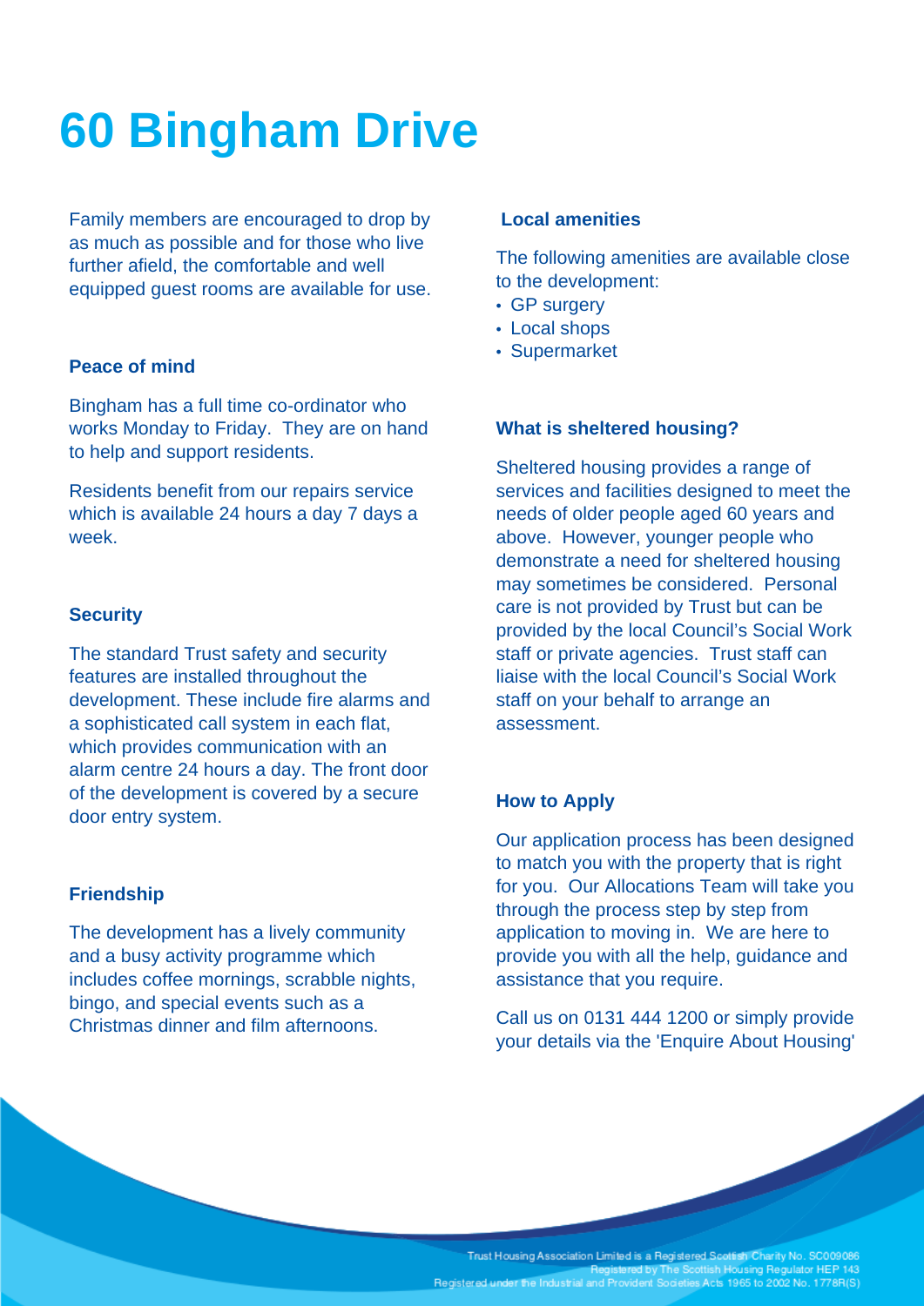# 60 Bingham Drive

Family members are encouraged to drop by as much as possible and for those who live further afield, the comfortable and well equipped guest rooms are available for use.

### Peace of mind

Bingham has a full time co-ordinator who works Monday to Friday. They are on hand to help and support residents.

Residents benefit from our repairs service which is available 24 hours a day 7 days a week.

### Security

The standard Trust safety and security features are installed throughout the development. These include fire alarms and a sophisticated call system in each flat, which provides communication with an alarm centre 24 hours a day. The front door of the development is covered by a secure door entry system.

### Friendship

The development has a lively community and a busy activity programme which includes coffee mornings, scrabble nights, bingo, and special events such as a Christmas dinner and film afternoons.

### Local amenities

The following amenities are available close to the development:

- GP surgery
- Local shops
- Supermarket

### What is sheltered housing?

Sheltered housing provides a range of services and facilities designed to meet the needs of older people aged 60 years and above. However, younger people who demonstrate a need for sheltered housing may sometimes be considered. Personal care is not provided by Trust but can be provided by the local Council's Social Work staff or private agencies. Trust staff can liaise with the local Council's Social Work staff on your behalf to arrange an assessment.

### How to Apply

Our application process has been designed to match you with the property that is right for you. Our Allocations Team will take you through the process step by step from application to moving in. We are here to provide you with all the help, guidance and assistance that you require.

Call us on 0131 444 1200 or simply provide your details via the 'Enquire About Housing'

Trust Housing Association Limited is a Registered Scottish Charity No. SC009086
Registered by The Scottish Housing Regulator HEP 143
Registered under the Industrial and Provident Societies Acts 1965 to 2002 No. 1778R(S)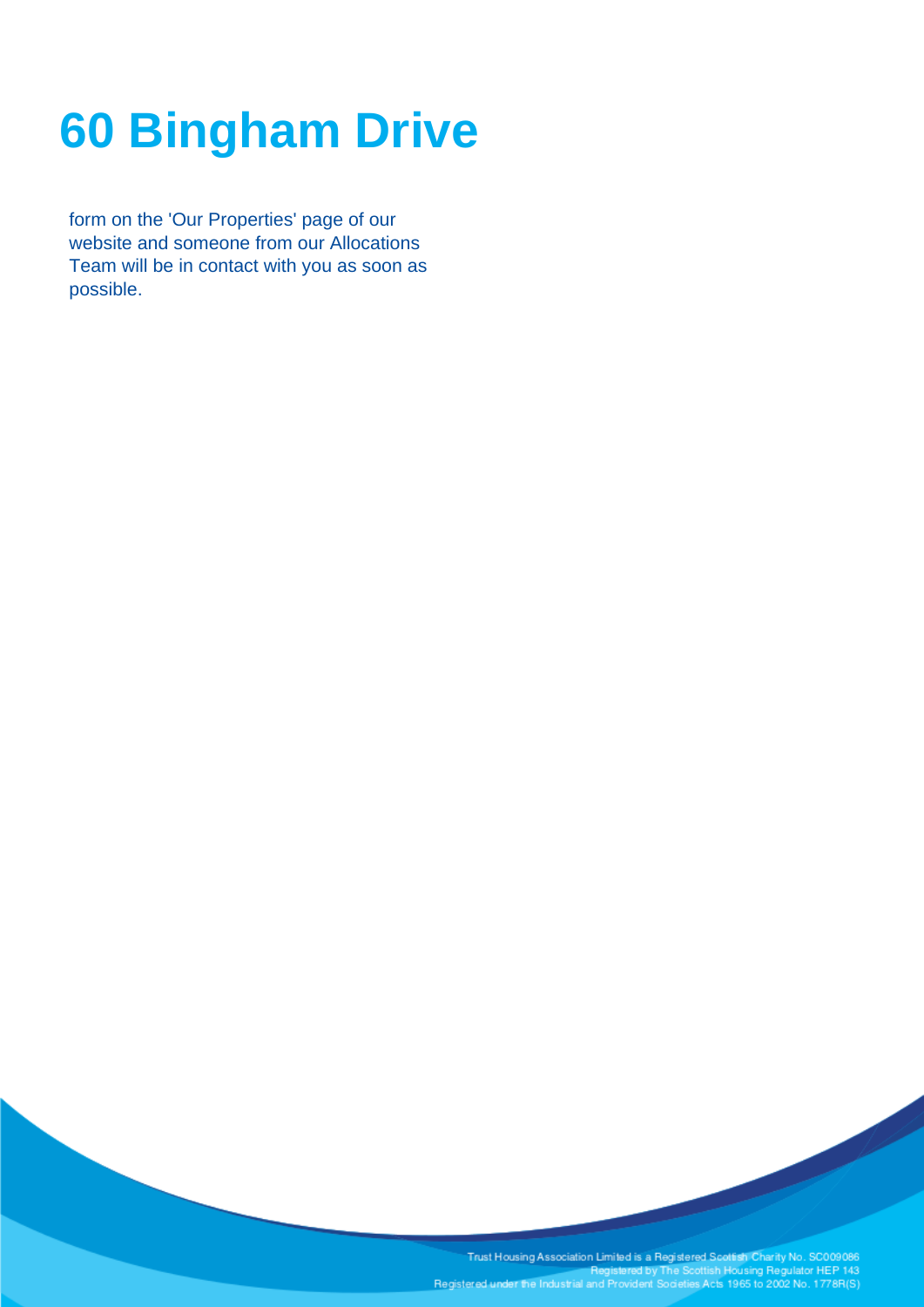# 60 Bingham Drive

form on the 'Our Properties' page of our website and someone from our Allocations Team will be in contact with you as soon as possible.

Trust Housing Association Limited is a Registered Scottish Charity No. SC009086
Registered by The Scottish Housing Regulator HEP 143
Registered under the Industrial and Provident Societies Acts 1965 to 2002 No. 1778R(S)